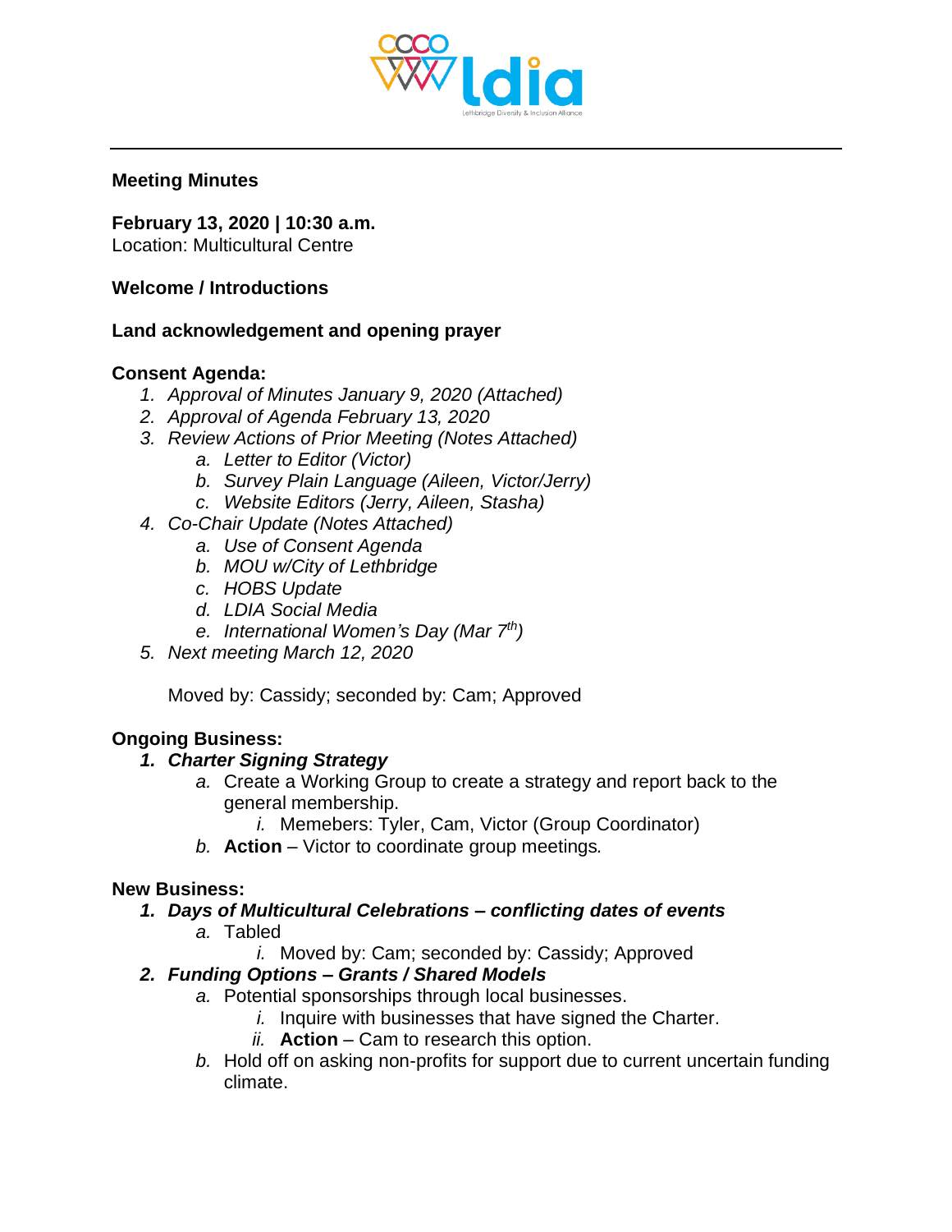**Meeting Minutes**

**February 13, 2020 | 10:30 a.m.**
Location: Multicultural Centre

**Welcome / Introductions**

**Land acknowledgement and opening prayer**

**Consent Agenda:**

1. *Approval of Minutes January 9, 2020 (Attached)*
2. *Approval of Agenda February 13, 2020*
3. *Review Actions of Prior Meeting (Notes Attached)*
   a. *Letter to Editor (Victor)*
   b. *Survey Plain Language (Aileen, Victor/Jerry)*
   c. *Website Editors (Jerry, Aileen, Stasha)*
4. *Co-Chair Update (Notes Attached)*
   a. *Use of Consent Agenda*
   b. *MOU w/City of Lethbridge*
   c. *HOBS Update*
   d. *LDIA Social Media*
   e. *International Women's Day (Mar 7th)*
5. *Next meeting March 12, 2020*

   Moved by: Cassidy; seconded by: Cam; Approved

**Ongoing Business:**

1. ***Charter Signing Strategy***
   a. Create a Working Group to create a strategy and report back to the general membership.
      i. Memebers: Tyler, Cam, Victor (Group Coordinator)
   b. **Action** – Victor to coordinate group meetings.

**New Business:**

1. ***Days of Multicultural Celebrations – conflicting dates of events***
   a. Tabled
      i. Moved by: Cam; seconded by: Cassidy; Approved
2. ***Funding Options – Grants / Shared Models***
   a. Potential sponsorships through local businesses.
      i. Inquire with businesses that have signed the Charter.
      ii. **Action** – Cam to research this option.
   b. Hold off on asking non-profits for support due to current uncertain funding climate.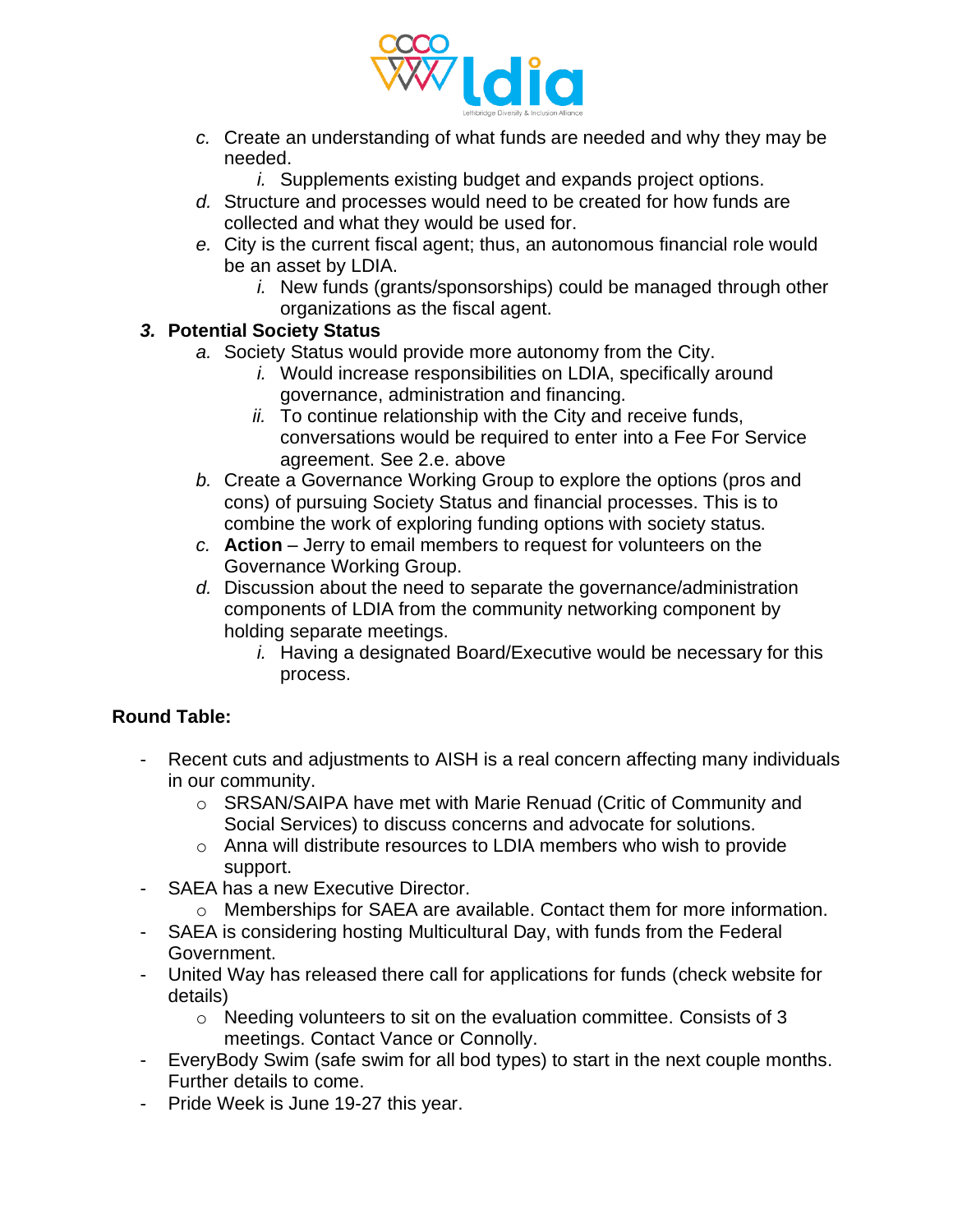c. Create an understanding of what funds are needed and why they may be needed.
   i. Supplements existing budget and expands project options.
d. Structure and processes would need to be created for how funds are collected and what they would be used for.
e. City is the current fiscal agent; thus, an autonomous financial role would be an asset by LDIA.
   i. New funds (grants/sponsorships) could be managed through other organizations as the fiscal agent.

**3. Potential Society Status**

a. Society Status would provide more autonomy from the City.
   i. Would increase responsibilities on LDIA, specifically around governance, administration and financing.
   ii. To continue relationship with the City and receive funds, conversations would be required to enter into a Fee For Service agreement. See 2.e. above
b. Create a Governance Working Group to explore the options (pros and cons) of pursuing Society Status and financial processes. This is to combine the work of exploring funding options with society status.
c. **Action** – Jerry to email members to request for volunteers on the Governance Working Group.
d. Discussion about the need to separate the governance/administration components of LDIA from the community networking component by holding separate meetings.
   i. Having a designated Board/Executive would be necessary for this process.

**Round Table:**

- Recent cuts and adjustments to AISH is a real concern affecting many individuals in our community.
  - SRSAN/SAIPA have met with Marie Renuad (Critic of Community and Social Services) to discuss concerns and advocate for solutions.
  - Anna will distribute resources to LDIA members who wish to provide support.
- SAEA has a new Executive Director.
  - Memberships for SAEA are available. Contact them for more information.
- SAEA is considering hosting Multicultural Day, with funds from the Federal Government.
- United Way has released there call for applications for funds (check website for details)
  - Needing volunteers to sit on the evaluation committee. Consists of 3 meetings. Contact Vance or Connolly.
- EveryBody Swim (safe swim for all bod types) to start in the next couple months. Further details to come.
- Pride Week is June 19-27 this year.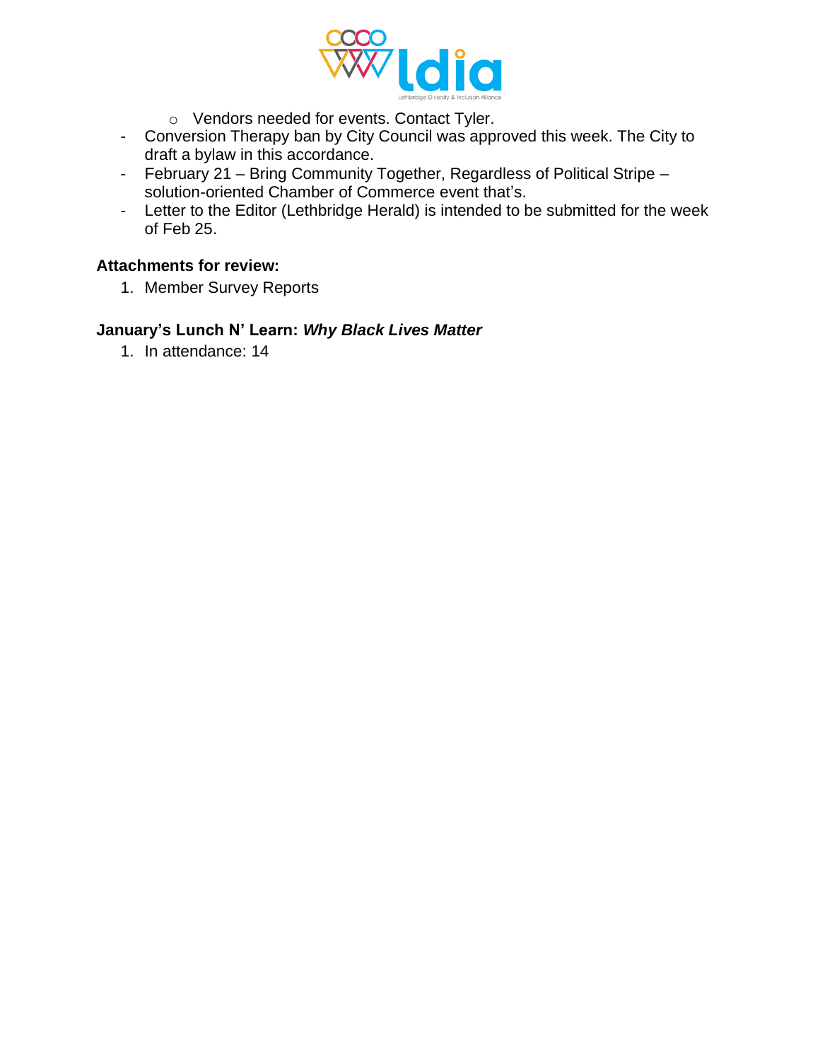- Vendors needed for events. Contact Tyler.
- Conversion Therapy ban by City Council was approved this week. The City to draft a bylaw in this accordance.
- February 21 – Bring Community Together, Regardless of Political Stripe – solution-oriented Chamber of Commerce event that's.
- Letter to the Editor (Lethbridge Herald) is intended to be submitted for the week of Feb 25.

**Attachments for review:**

1. Member Survey Reports

**January's Lunch N' Learn: *Why Black Lives Matter***

1. In attendance: 14